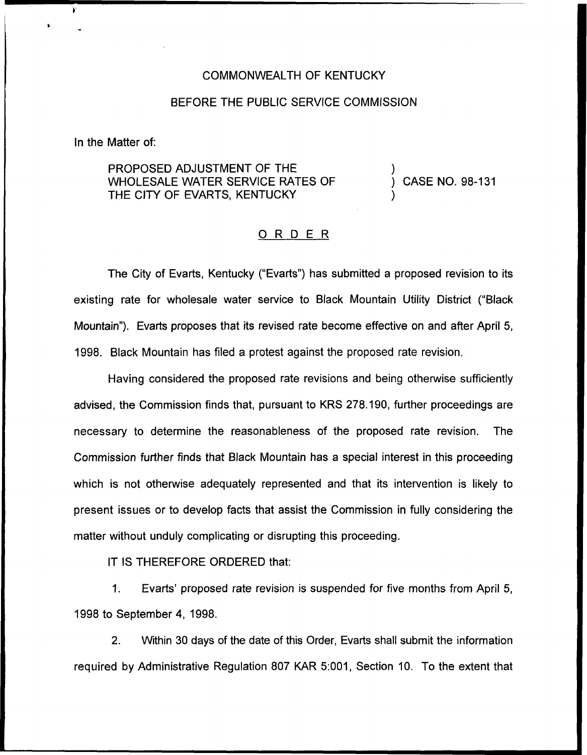COMMONWEALTH OF KENTUCKY

BEFORE THE PUBLIC SERVICE COMMISSION

In the Matter of:

PROPOSED ADJUSTMENT OF THE WHOLESALE WATER SERVICE RATES OF THE CITY OF EVARTS, KENTUCKY ) CASE NO. 98-131

## O R D E R

The City of Evarts, Kentucky ("Evarts") has submitted a proposed revision to its existing rate for wholesale water service to Black Mountain Utility District ("Black Mountain"). Evarts proposes that its revised rate become effective on and after April 5, 1998. Black Mountain has filed a protest against the proposed rate revision.

Having considered the proposed rate revisions and being otherwise sufficiently advised, the Commission finds that, pursuant to KRS 278.190, further proceedings are necessary to determine the reasonableness of the proposed rate revision. The Commission further finds that Black Mountain has a special interest in this proceeding which is not otherwise adequately represented and that its intervention is likely to present issues or to develop facts that assist the Commission in fully considering the matter without unduly complicating or disrupting this proceeding.

IT IS THEREFORE ORDERED that:

1. Evarts' proposed rate revision is suspended for five months from April 5, 1998 to September 4, 1998.

2. Within 30 days of the date of this Order, Evarts shall submit the information required by Administrative Regulation 807 KAR 5:001, Section 10. To the extent that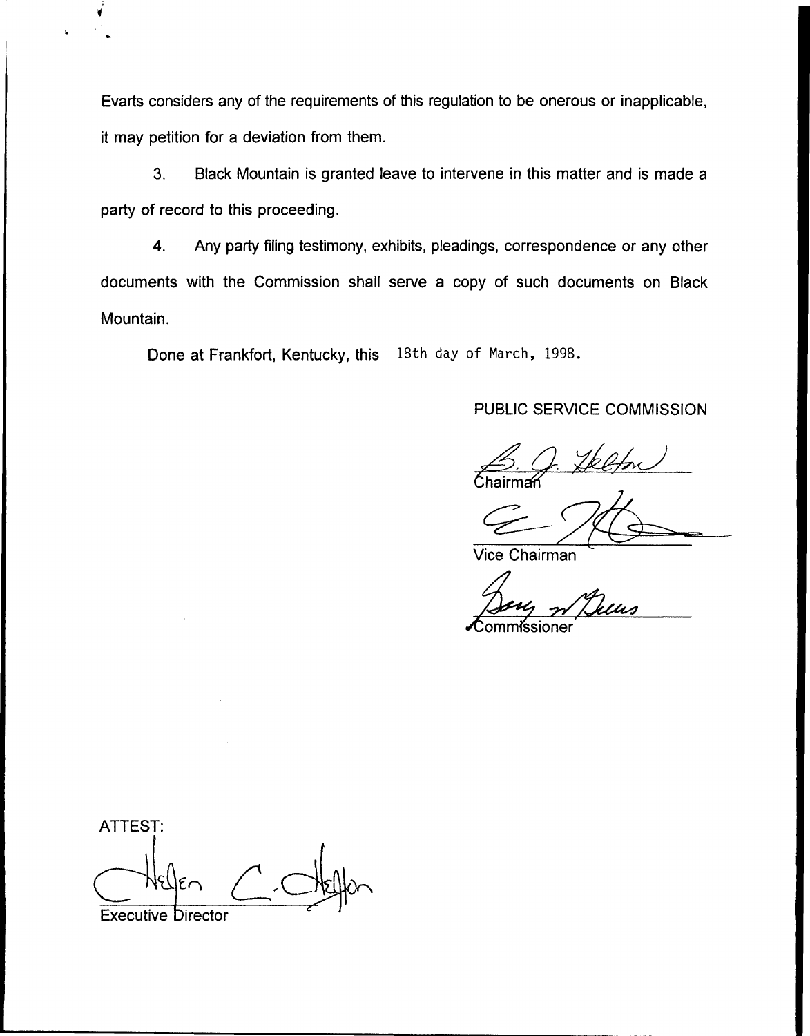Evarts considers any of the requirements of this regulation to be onerous or inapplicable, it may petition for a deviation from them.

3. Black Mountain is granted leave to intervene in this matter and is made a party of record to this proceeding.

4. Any party filing testimony, exhibits, pleadings, correspondence or any other documents with the Commission shall serve a copy of such documents on Black Mountain.

Done at Frankfort, Kentucky, this 18th day of March, 1998.

PUBLIC SERVICE COMMISSION

Chairman

Vice Chairman

Commissioner

ATTEST:

Executive Director